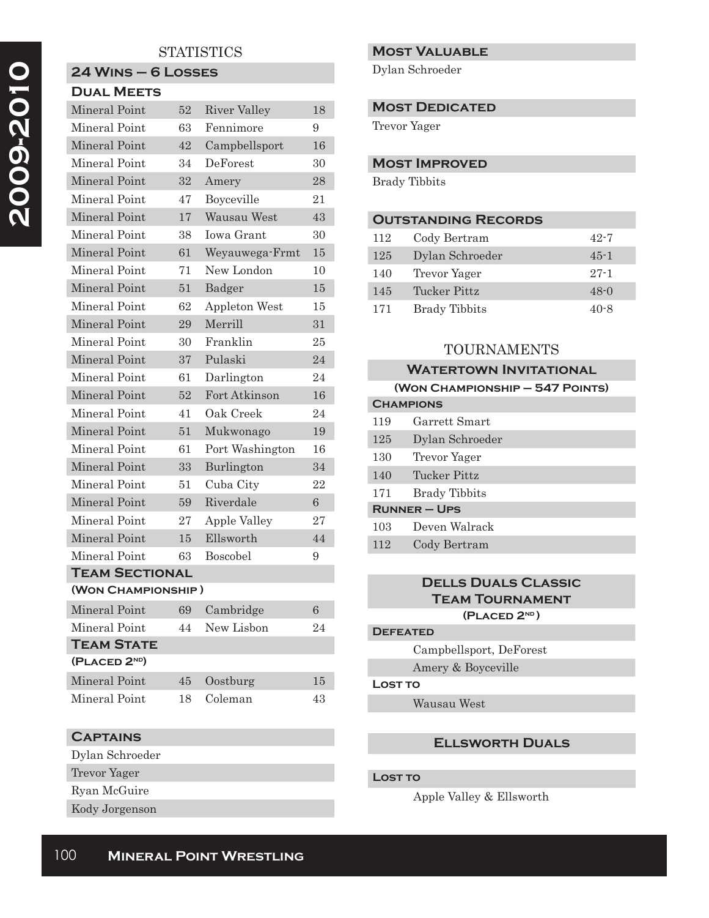# 2009-2010

## STATISTICS

### 24 Wins – 6 Losses

### Dual Meets

| | | | |
|---|---|---|---|
| Mineral Point | 52 | River Valley | 18 |
| Mineral Point | 63 | Fennimore | 9 |
| Mineral Point | 42 | Campbellsport | 16 |
| Mineral Point | 34 | DeForest | 30 |
| Mineral Point | 32 | Amery | 28 |
| Mineral Point | 47 | Boyceville | 21 |
| Mineral Point | 17 | Wausau West | 43 |
| Mineral Point | 38 | Iowa Grant | 30 |
| Mineral Point | 61 | Weyauwega-Frmt | 15 |
| Mineral Point | 71 | New London | 10 |
| Mineral Point | 51 | Badger | 15 |
| Mineral Point | 62 | Appleton West | 15 |
| Mineral Point | 29 | Merrill | 31 |
| Mineral Point | 30 | Franklin | 25 |
| Mineral Point | 37 | Pulaski | 24 |
| Mineral Point | 61 | Darlington | 24 |
| Mineral Point | 52 | Fort Atkinson | 16 |
| Mineral Point | 41 | Oak Creek | 24 |
| Mineral Point | 51 | Mukwonago | 19 |
| Mineral Point | 61 | Port Washington | 16 |
| Mineral Point | 33 | Burlington | 34 |
| Mineral Point | 51 | Cuba City | 22 |
| Mineral Point | 59 | Riverdale | 6 |
| Mineral Point | 27 | Apple Valley | 27 |
| Mineral Point | 15 | Ellsworth | 44 |
| Mineral Point | 63 | Boscobel | 9 |

### Team Sectional
**(Won Championship)**

| | | | |
|---|---|---|---|
| Mineral Point | 69 | Cambridge | 6 |
| Mineral Point | 44 | New Lisbon | 24 |

### Team State
**(Placed 2nd)**

| | | | |
|---|---|---|---|
| Mineral Point | 45 | Oostburg | 15 |
| Mineral Point | 18 | Coleman | 43 |

### Captions

Dylan Schroeder
Trevor Yager
Ryan McGuire
Kody Jorgenson

### Most Valuable

Dylan Schroeder

### Most Dedicated

Trevor Yager

### Most Improved

Brady Tibbits

### Outstanding Records

| | | |
|---|---|---|
| 112 | Cody Bertram | 42-7 |
| 125 | Dylan Schroeder | 45-1 |
| 140 | Trevor Yager | 27-1 |
| 145 | Tucker Pittz | 48-0 |
| 171 | Brady Tibbits | 40-8 |

## TOURNAMENTS

### Watertown Invitational
**(Won Championship – 547 Points)**

**Champions**

| | |
|---|---|
| 119 | Garrett Smart |
| 125 | Dylan Schroeder |
| 130 | Trevor Yager |
| 140 | Tucker Pittz |
| 171 | Brady Tibbits |

**Runner – Ups**

| | |
|---|---|
| 103 | Deven Walrack |
| 112 | Cody Bertram |

### Dells Duals Classic Team Tournament
**(Placed 2nd)**

**Defeated**

Campbellsport, DeForest
Amery & Boyceville

**Lost to**

Wausau West

### Ellsworth Duals

**Lost to**

Apple Valley & Ellsworth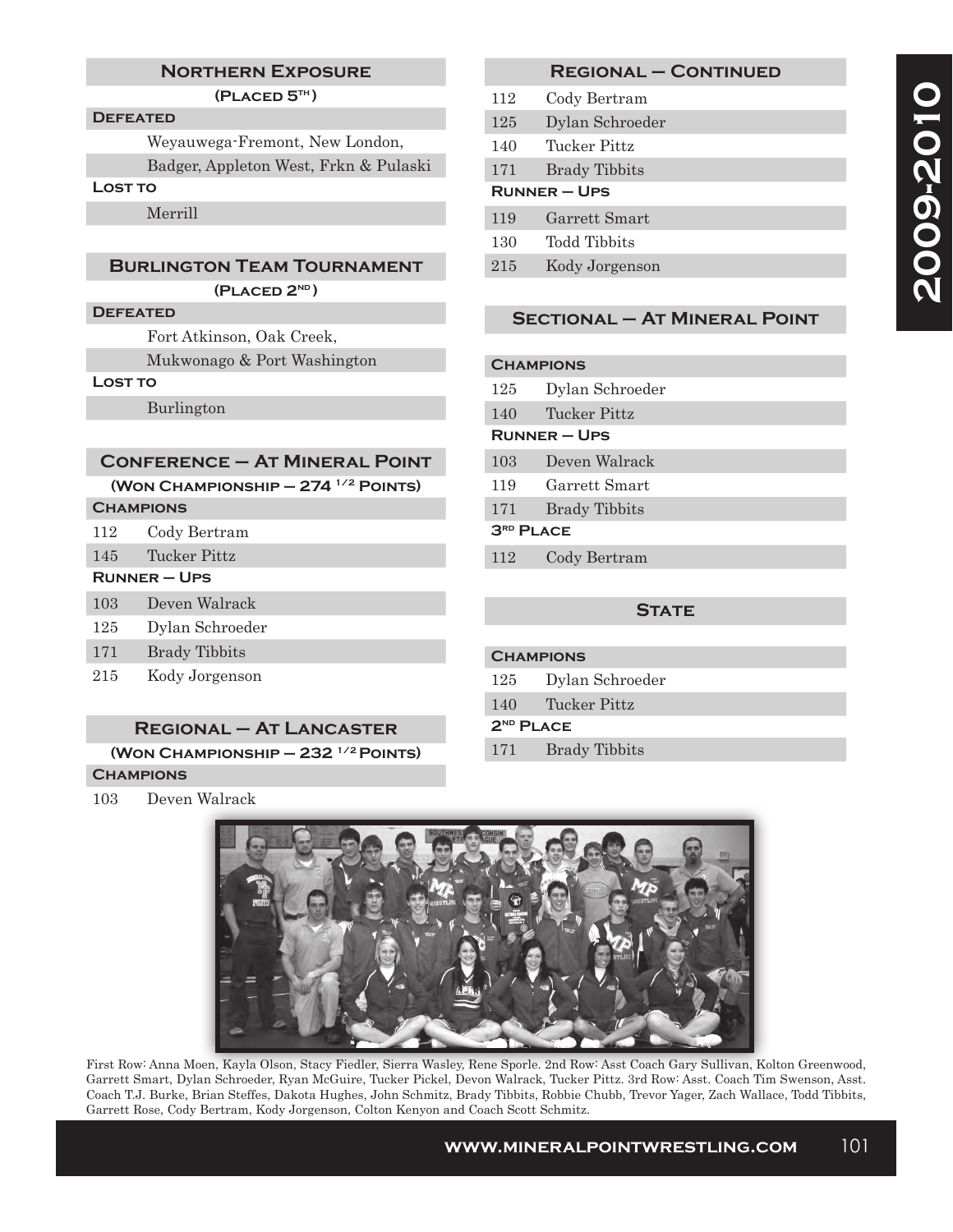## Northern Exposure

**(Placed 5th)**

**Defeated**

Weyauwega-Fremont, New London, Badger, Appleton West, Frkn & Pulaski

**Lost to**

Merrill

## Burlington Team Tournament

**(Placed 2nd)**

**Defeated**

Fort Atkinson, Oak Creek, Mukwonago & Port Washington

**Lost to**

Burlington

## Conference – At Mineral Point

**(Won Championship – 274 1/2 Points)**

**Champions**

112 Cody Bertram
145 Tucker Pittz

**Runner – Ups**

103 Deven Walrack
125 Dylan Schroeder
171 Brady Tibbits
215 Kody Jorgenson

## Regional – At Lancaster

**(Won Championship – 232 1/2 Points)**

**Champions**

103 Deven Walrack
112 Cody Bertram
125 Dylan Schroeder
140 Tucker Pittz
171 Brady Tibbits

**Runner – Ups**

119 Garrett Smart
130 Todd Tibbits
215 Kody Jorgenson

## Sectional – At Mineral Point

**Champions**

125 Dylan Schroeder
140 Tucker Pittz

**Runner – Ups**

103 Deven Walrack
119 Garrett Smart
171 Brady Tibbits

**3rd Place**

112 Cody Bertram

## State

**Champions**

125 Dylan Schroeder
140 Tucker Pittz

**2nd Place**

171 Brady Tibbits

First Row: Anna Moen, Kayla Olson, Stacy Fiedler, Sierra Wasley, Rene Sporle. 2nd Row: Asst Coach Gary Sullivan, Kolton Greenwood, Garrett Smart, Dylan Schroeder, Ryan McGuire, Tucker Pickel, Devon Walrack, Tucker Pittz. 3rd Row: Asst. Coach Tim Swenson, Asst. Coach T.J. Burke, Brian Steffes, Dakota Hughes, John Schmitz, Brady Tibbits, Robbie Chubb, Trevor Yager, Zach Wallace, Todd Tibbits, Garrett Rose, Cody Bertram, Kody Jorgenson, Colton Kenyon and Coach Scott Schmitz.